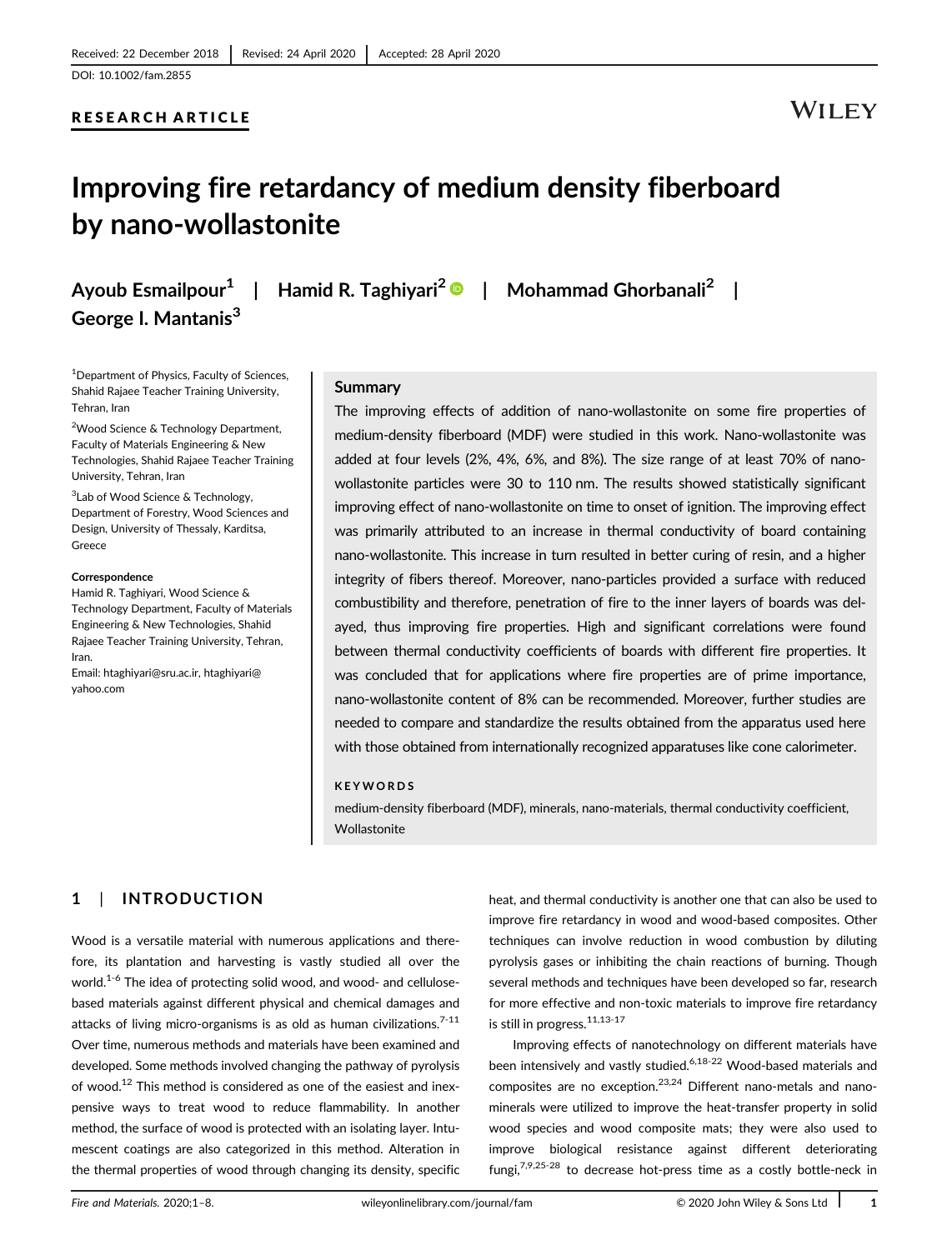Received: 22 December 2018 | Revised: 24 April 2020 | Accepted: 28 April 2020

DOI: 10.1002/fam.2855

RESEARCH ARTICLE

# Improving fire retardancy of medium density fiberboard by nano-wollastonite

Ayoub Esmailpour[1] | Hamid R. Taghiyari[2] | Mohammad Ghorbanali[2] | George I. Mantanis[3]

[1]Department of Physics, Faculty of Sciences, Shahid Rajaee Teacher Training University, Tehran, Iran

[2]Wood Science & Technology Department, Faculty of Materials Engineering & New Technologies, Shahid Rajaee Teacher Training University, Tehran, Iran

[3]Lab of Wood Science & Technology, Department of Forestry, Wood Sciences and Design, University of Thessaly, Karditsa, Greece

**Correspondence**

Hamid R. Taghiyari, Wood Science & Technology Department, Faculty of Materials Engineering & New Technologies, Shahid Rajaee Teacher Training University, Tehran, Iran.

Email: htaghiyari@sru.ac.ir, htaghiyari@yahoo.com

## Summary

The improving effects of addition of nano-wollastonite on some fire properties of medium-density fiberboard (MDF) were studied in this work. Nano-wollastonite was added at four levels (2%, 4%, 6%, and 8%). The size range of at least 70% of nano-wollastonite particles were 30 to 110 nm. The results showed statistically significant improving effect of nano-wollastonite on time to onset of ignition. The improving effect was primarily attributed to an increase in thermal conductivity of board containing nano-wollastonite. This increase in turn resulted in better curing of resin, and a higher integrity of fibers thereof. Moreover, nano-particles provided a surface with reduced combustibility and therefore, penetration of fire to the inner layers of boards was delayed, thus improving fire properties. High and significant correlations were found between thermal conductivity coefficients of boards with different fire properties. It was concluded that for applications where fire properties are of prime importance, nano-wollastonite content of 8% can be recommended. Moreover, further studies are needed to compare and standardize the results obtained from the apparatus used here with those obtained from internationally recognized apparatuses like cone calorimeter.

**KEYWORDS**

medium-density fiberboard (MDF), minerals, nano-materials, thermal conductivity coefficient, Wollastonite

## 1 | INTRODUCTION

Wood is a versatile material with numerous applications and therefore, its plantation and harvesting is vastly studied all over the world.[1-6] The idea of protecting solid wood, and wood- and cellulose-based materials against different physical and chemical damages and attacks of living micro-organisms is as old as human civilizations.[7-11] Over time, numerous methods and materials have been examined and developed. Some methods involved changing the pathway of pyrolysis of wood.[12] This method is considered as one of the easiest and inexpensive ways to treat wood to reduce flammability. In another method, the surface of wood is protected with an isolating layer. Intumescent coatings are also categorized in this method. Alteration in the thermal properties of wood through changing its density, specific heat, and thermal conductivity is another one that can also be used to improve fire retardancy in wood and wood-based composites. Other techniques can involve reduction in wood combustion by diluting pyrolysis gases or inhibiting the chain reactions of burning. Though several methods and techniques have been developed so far, research for more effective and non-toxic materials to improve fire retardancy is still in progress.[11,13-17]

Improving effects of nanotechnology on different materials have been intensively and vastly studied.[6,18-22] Wood-based materials and composites are no exception.[23,24] Different nano-metals and nano-minerals were utilized to improve the heat-transfer property in solid wood species and wood composite mats; they were also used to improve biological resistance against different deteriorating fungi,[7,9,25-28] to decrease hot-press time as a costly bottle-neck in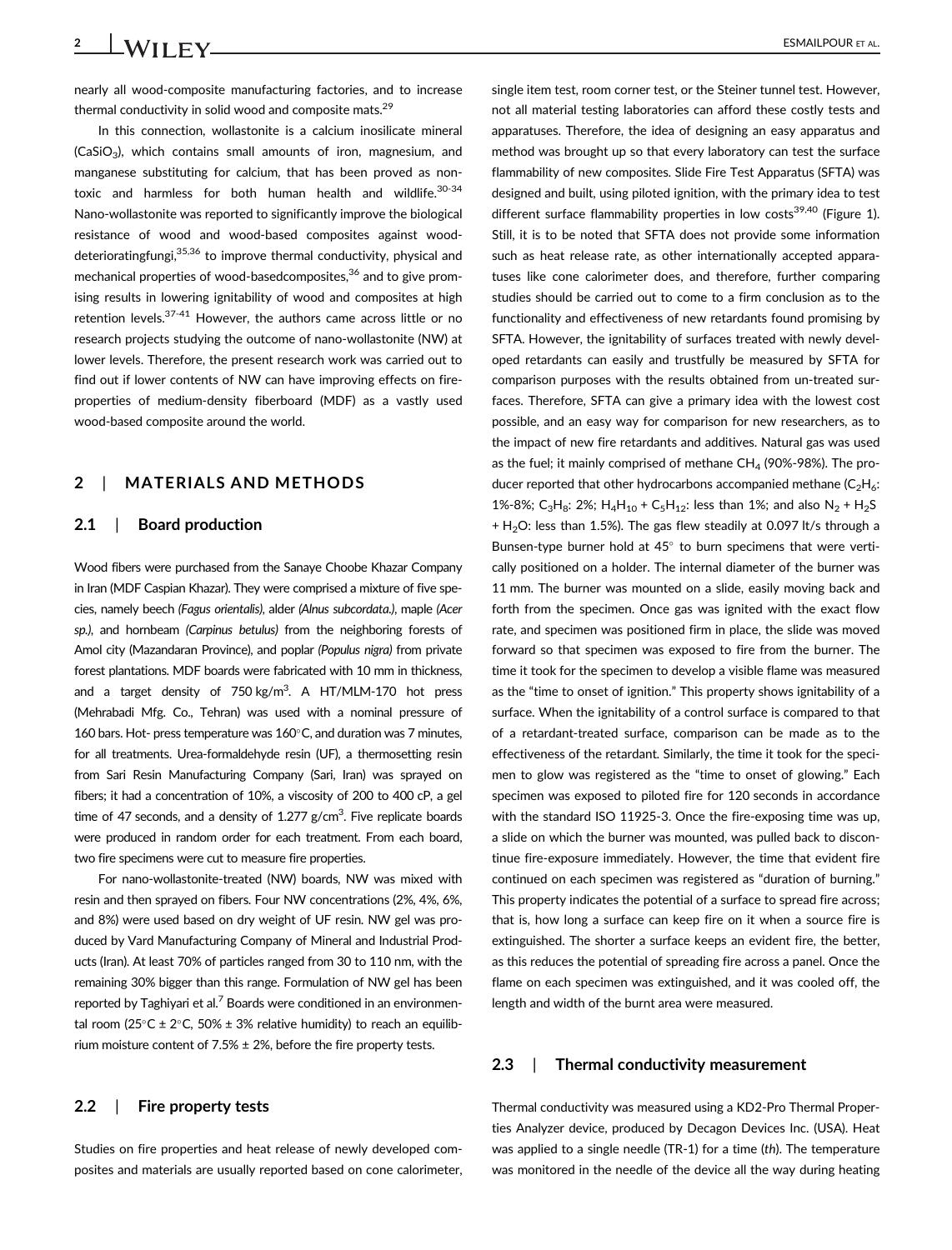nearly all wood-composite manufacturing factories, and to increase thermal conductivity in solid wood and composite mats.[29]

In this connection, wollastonite is a calcium inosilicate mineral ($CaSiO_3$), which contains small amounts of iron, magnesium, and manganese substituting for calcium, that has been proved as non-toxic and harmless for both human health and wildlife.[30-34] Nano-wollastonite was reported to significantly improve the biological resistance of wood and wood-based composites against wood-deterioratingfungi,[35,36] to improve thermal conductivity, physical and mechanical properties of wood-basedcomposites,[36] and to give promising results in lowering ignitability of wood and composites at high retention levels.[37-41] However, the authors came across little or no research projects studying the outcome of nano-wollastonite (NW) at lower levels. Therefore, the present research work was carried out to find out if lower contents of NW can have improving effects on fire-properties of medium-density fiberboard (MDF) as a vastly used wood-based composite around the world.

## 2 | MATERIALS AND METHODS

### 2.1 | Board production

Wood fibers were purchased from the Sanaye Choobe Khazar Company in Iran (MDF Caspian Khazar). They were comprised a mixture of five species, namely beech *(Fagus orientalis)*, alder *(Alnus subcordata.)*, maple *(Acer sp.)*, and hornbeam *(Carpinus betulus)* from the neighboring forests of Amol city (Mazandaran Province), and poplar *(Populus nigra)* from private forest plantations. MDF boards were fabricated with 10 mm in thickness, and a target density of 750 kg/m$^3$. A HT/MLM-170 hot press (Mehrabadi Mfg. Co., Tehran) was used with a nominal pressure of 160 bars. Hot- press temperature was 160°C, and duration was 7 minutes, for all treatments. Urea-formaldehyde resin (UF), a thermosetting resin from Sari Resin Manufacturing Company (Sari, Iran) was sprayed on fibers; it had a concentration of 10%, a viscosity of 200 to 400 cP, a gel time of 47 seconds, and a density of 1.277 g/cm$^3$. Five replicate boards were produced in random order for each treatment. From each board, two fire specimens were cut to measure fire properties.

For nano-wollastonite-treated (NW) boards, NW was mixed with resin and then sprayed on fibers. Four NW concentrations (2%, 4%, 6%, and 8%) were used based on dry weight of UF resin. NW gel was produced by Vard Manufacturing Company of Mineral and Industrial Products (Iran). At least 70% of particles ranged from 30 to 110 nm, with the remaining 30% bigger than this range. Formulation of NW gel has been reported by Taghiyari et al.[7] Boards were conditioned in an environmental room (25°C ± 2°C, 50% ± 3% relative humidity) to reach an equilibrium moisture content of 7.5% ± 2%, before the fire property tests.

### 2.2 | Fire property tests

Studies on fire properties and heat release of newly developed composites and materials are usually reported based on cone calorimeter, single item test, room corner test, or the Steiner tunnel test. However, not all material testing laboratories can afford these costly tests and apparatuses. Therefore, the idea of designing an easy apparatus and method was brought up so that every laboratory can test the surface flammability of new composites. Slide Fire Test Apparatus (SFTA) was designed and built, using piloted ignition, with the primary idea to test different surface flammability properties in low costs[39,40] (Figure 1). Still, it is to be noted that SFTA does not provide some information such as heat release rate, as other internationally accepted apparatuses like cone calorimeter does, and therefore, further comparing studies should be carried out to come to a firm conclusion as to the functionality and effectiveness of new retardants found promising by SFTA. However, the ignitability of surfaces treated with newly developed retardants can easily and trustfully be measured by SFTA for comparison purposes with the results obtained from un-treated surfaces. Therefore, SFTA can give a primary idea with the lowest cost possible, and an easy way for comparison for new researchers, as to the impact of new fire retardants and additives. Natural gas was used as the fuel; it mainly comprised of methane $CH_4$ (90%-98%). The producer reported that other hydrocarbons accompanied methane ($C_2H_6$: 1%-8%; $C_3H_8$: 2%; $H_4H_{10}$ + $C_5H_{12}$: less than 1%; and also $N_2$ + $H_2S$ + $H_2O$: less than 1.5%). The gas flew steadily at 0.097 lt/s through a Bunsen-type burner hold at 45° to burn specimens that were vertically positioned on a holder. The internal diameter of the burner was 11 mm. The burner was mounted on a slide, easily moving back and forth from the specimen. Once gas was ignited with the exact flow rate, and specimen was positioned firm in place, the slide was moved forward so that specimen was exposed to fire from the burner. The time it took for the specimen to develop a visible flame was measured as the "time to onset of ignition." This property shows ignitability of a surface. When the ignitability of a control surface is compared to that of a retardant-treated surface, comparison can be made as to the effectiveness of the retardant. Similarly, the time it took for the specimen to glow was registered as the "time to onset of glowing." Each specimen was exposed to piloted fire for 120 seconds in accordance with the standard ISO 11925-3. Once the fire-exposing time was up, a slide on which the burner was mounted, was pulled back to discontinue fire-exposure immediately. However, the time that evident fire continued on each specimen was registered as "duration of burning." This property indicates the potential of a surface to spread fire across; that is, how long a surface can keep fire on it when a source fire is extinguished. The shorter a surface keeps an evident fire, the better, as this reduces the potential of spreading fire across a panel. Once the flame on each specimen was extinguished, and it was cooled off, the length and width of the burnt area were measured.

### 2.3 | Thermal conductivity measurement

Thermal conductivity was measured using a KD2-Pro Thermal Properties Analyzer device, produced by Decagon Devices Inc. (USA). Heat was applied to a single needle (TR-1) for a time (*th*). The temperature was monitored in the needle of the device all the way during heating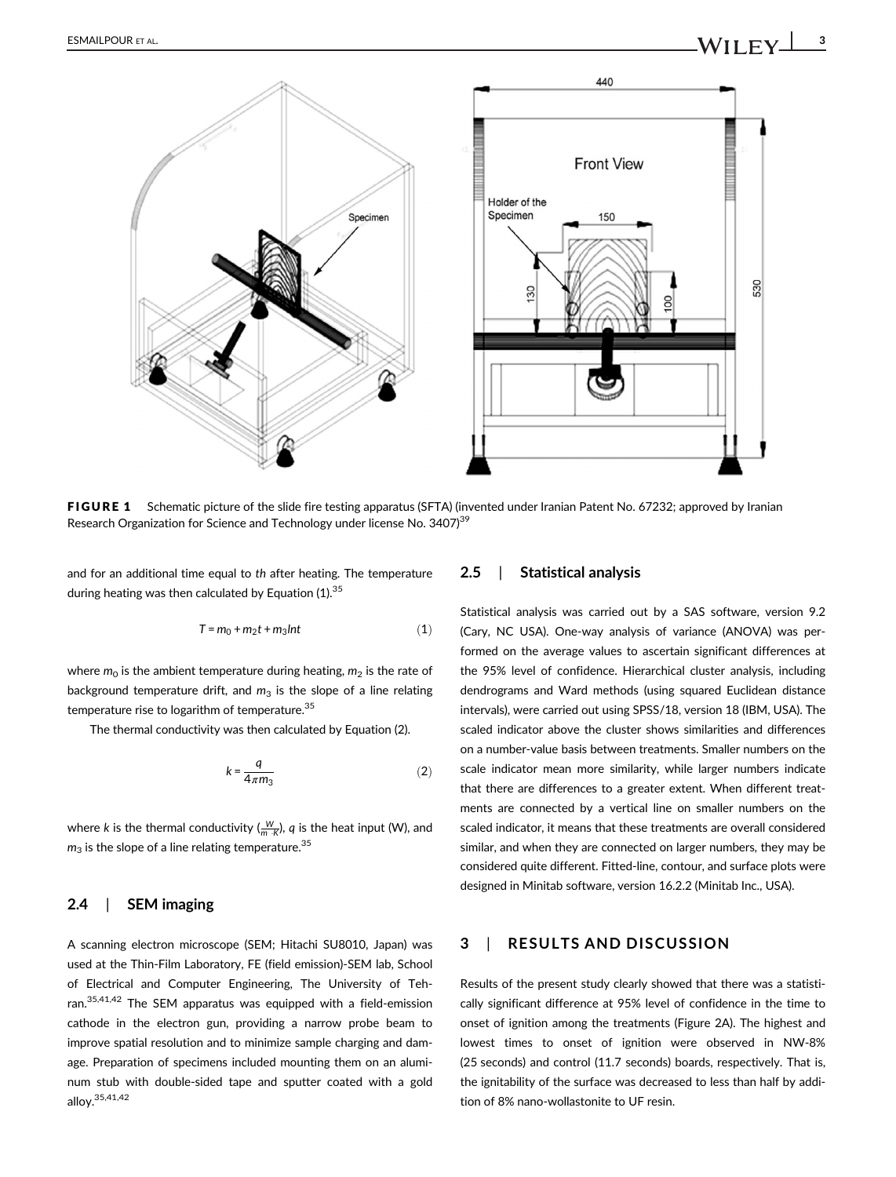FIGURE 1 Schematic picture of the slide fire testing apparatus (SFTA) (invented under Iranian Patent No. 67232; approved by Iranian Research Organization for Science and Technology under license No. 3407)[39]

and for an additional time equal to *th* after heating. The temperature during heating was then calculated by Equation (1).[35]

$$T = m_0 + m_2 t + m_3 \ln t \tag{1}$$

where $m_0$ is the ambient temperature during heating, $m_2$ is the rate of background temperature drift, and $m_3$ is the slope of a line relating temperature rise to logarithm of temperature.[35]

The thermal conductivity was then calculated by Equation (2).

$$k = \frac{q}{4\pi m_3} \tag{2}$$

where $k$ is the thermal conductivity ($\frac{W}{m \cdot K}$), $q$ is the heat input (W), and $m_3$ is the slope of a line relating temperature.[35]

## 2.4 | SEM imaging

A scanning electron microscope (SEM; Hitachi SU8010, Japan) was used at the Thin-Film Laboratory, FE (field emission)-SEM lab, School of Electrical and Computer Engineering, The University of Tehran.[35,41,42] The SEM apparatus was equipped with a field-emission cathode in the electron gun, providing a narrow probe beam to improve spatial resolution and to minimize sample charging and damage. Preparation of specimens included mounting them on an aluminum stub with double-sided tape and sputter coated with a gold alloy.[35,41,42]

## 2.5 | Statistical analysis

Statistical analysis was carried out by a SAS software, version 9.2 (Cary, NC USA). One-way analysis of variance (ANOVA) was performed on the average values to ascertain significant differences at the 95% level of confidence. Hierarchical cluster analysis, including dendrograms and Ward methods (using squared Euclidean distance intervals), were carried out using SPSS/18, version 18 (IBM, USA). The scaled indicator above the cluster shows similarities and differences on a number-value basis between treatments. Smaller numbers on the scale indicator mean more similarity, while larger numbers indicate that there are differences to a greater extent. When different treatments are connected by a vertical line on smaller numbers on the scaled indicator, it means that these treatments are overall considered similar, and when they are connected on larger numbers, they may be considered quite different. Fitted-line, contour, and surface plots were designed in Minitab software, version 16.2.2 (Minitab Inc., USA).

# 3 | RESULTS AND DISCUSSION

Results of the present study clearly showed that there was a statistically significant difference at 95% level of confidence in the time to onset of ignition among the treatments (Figure 2A). The highest and lowest times to onset of ignition were observed in NW-8% (25 seconds) and control (11.7 seconds) boards, respectively. That is, the ignitability of the surface was decreased to less than half by addition of 8% nano-wollastonite to UF resin.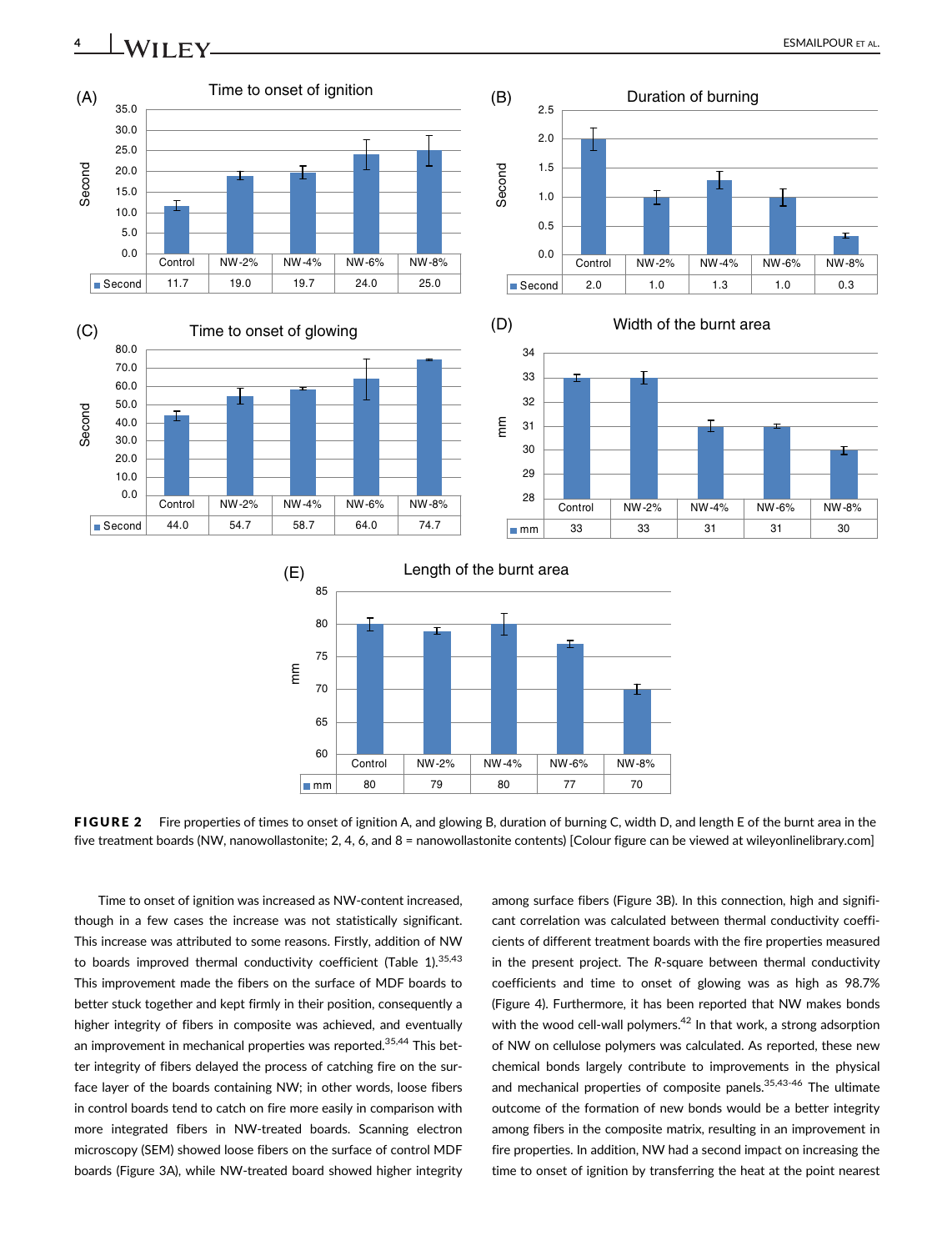**(A) Time to onset of ignition**

| | Control | NW-2% | NW-4% | NW-6% | NW-8% |
|---|---|---|---|---|---|
| Second | 11.7 | 19.0 | 19.7 | 24.0 | 25.0 |

**(B) Duration of burning**

| | Control | NW-2% | NW-4% | NW-6% | NW-8% |
|---|---|---|---|---|---|
| Second | 2.0 | 1.0 | 1.3 | 1.0 | 0.3 |

**(C) Time to onset of glowing**

| | Control | NW-2% | NW-4% | NW-6% | NW-8% |
|---|---|---|---|---|---|
| Second | 44.0 | 54.7 | 58.7 | 64.0 | 74.7 |

**(D) Width of the burnt area**

| | Control | NW-2% | NW-4% | NW-6% | NW-8% |
|---|---|---|---|---|---|
| mm | 33 | 33 | 31 | 31 | 30 |

**(E) Length of the burnt area**

| | Control | NW-2% | NW-4% | NW-6% | NW-8% |
|---|---|---|---|---|---|
| mm | 80 | 79 | 80 | 77 | 70 |

**FIGURE 2** Fire properties of times to onset of ignition A, and glowing B, duration of burning C, width D, and length E of the burnt area in the five treatment boards (NW, nanowollastonite; 2, 4, 6, and 8 = nanowollastonite contents) [Colour figure can be viewed at wileyonlinelibrary.com]

Time to onset of ignition was increased as NW-content increased, though in a few cases the increase was not statistically significant. This increase was attributed to some reasons. Firstly, addition of NW to boards improved thermal conductivity coefficient (Table 1).[35,43] This improvement made the fibers on the surface of MDF boards to better stuck together and kept firmly in their position, consequently a higher integrity of fibers in composite was achieved, and eventually an improvement in mechanical properties was reported.[35,44] This better integrity of fibers delayed the process of catching fire on the surface layer of the boards containing NW; in other words, loose fibers in control boards tend to catch on fire more easily in comparison with more integrated fibers in NW-treated boards. Scanning electron microscopy (SEM) showed loose fibers on the surface of control MDF boards (Figure 3A), while NW-treated board showed higher integrity among surface fibers (Figure 3B). In this connection, high and significant correlation was calculated between thermal conductivity coefficients of different treatment boards with the fire properties measured in the present project. The *R*-square between thermal conductivity coefficients and time to onset of glowing was as high as 98.7% (Figure 4). Furthermore, it has been reported that NW makes bonds with the wood cell-wall polymers.[42] In that work, a strong adsorption of NW on cellulose polymers was calculated. As reported, these new chemical bonds largely contribute to improvements in the physical and mechanical properties of composite panels.[35,43-46] The ultimate outcome of the formation of new bonds would be a better integrity among fibers in the composite matrix, resulting in an improvement in fire properties. In addition, NW had a second impact on increasing the time to onset of ignition by transferring the heat at the point nearest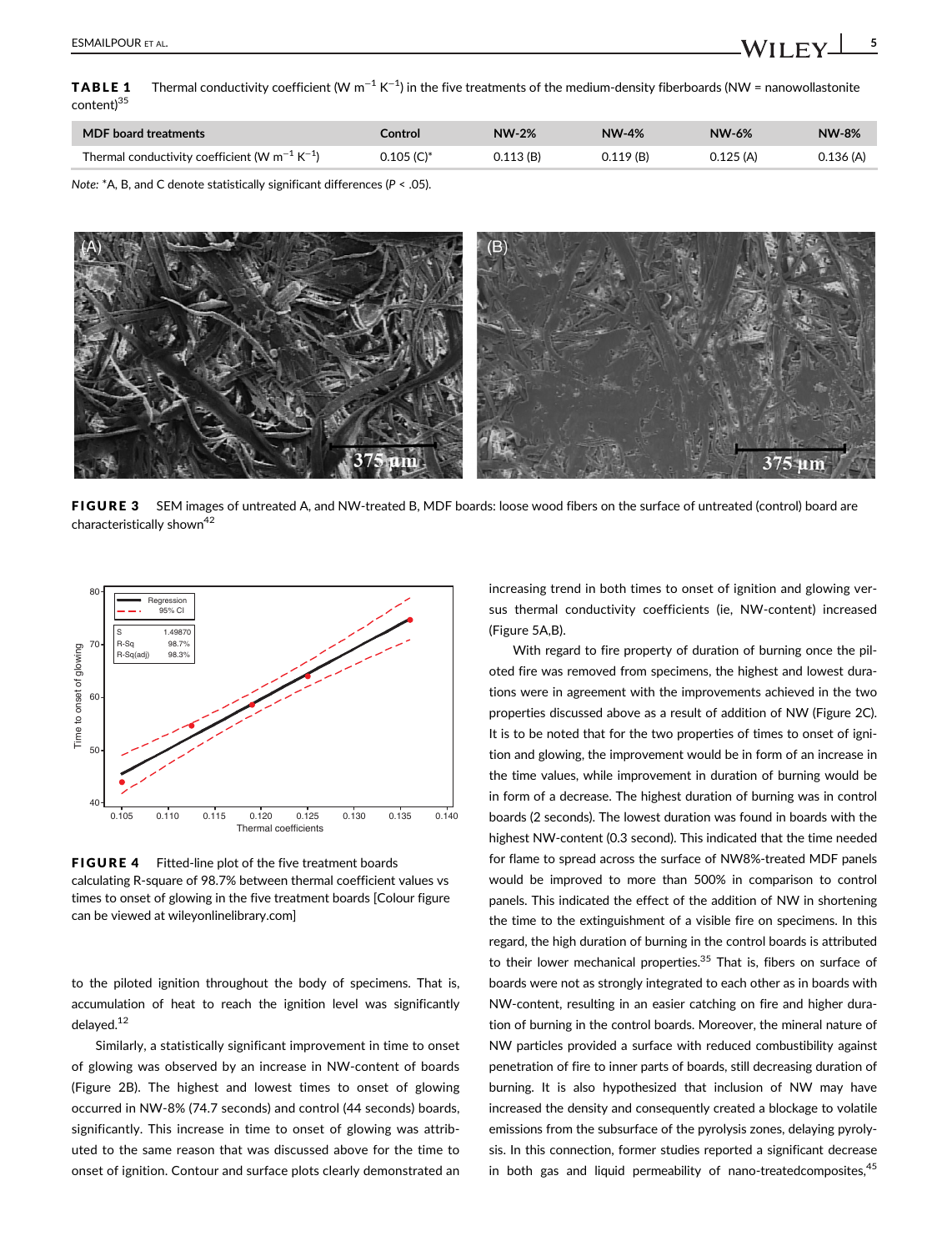**TABLE 1** Thermal conductivity coefficient ($W\ m^{-1}\ K^{-1}$) in the five treatments of the medium-density fiberboards (NW = nanowollastonite content)[35]

| MDF board treatments | Control | NW-2% | NW-4% | NW-6% | NW-8% |
|---|---|---|---|---|---|
| Thermal conductivity coefficient ($W\ m^{-1}\ K^{-1}$) | 0.105 (C)* | 0.113 (B) | 0.119 (B) | 0.125 (A) | 0.136 (A) |

*Note:* *A, B, and C denote statistically significant differences ($P < .05$).

**FIGURE 3** SEM images of untreated A, and NW-treated B, MDF boards: loose wood fibers on the surface of untreated (control) board are characteristically shown[42]

**FIGURE 4** Fitted-line plot of the five treatment boards calculating R-square of 98.7% between thermal coefficient values vs times to onset of glowing in the five treatment boards [Colour figure can be viewed at wileyonlinelibrary.com]

to the piloted ignition throughout the body of specimens. That is, accumulation of heat to reach the ignition level was significantly delayed.[12]

Similarly, a statistically significant improvement in time to onset of glowing was observed by an increase in NW-content of boards (Figure 2B). The highest and lowest times to onset of glowing occurred in NW-8% (74.7 seconds) and control (44 seconds) boards, significantly. This increase in time to onset of glowing was attributed to the same reason that was discussed above for the time to onset of ignition. Contour and surface plots clearly demonstrated an increasing trend in both times to onset of ignition and glowing versus thermal conductivity coefficients (ie, NW-content) increased (Figure 5A,B).

With regard to fire property of duration of burning once the piloted fire was removed from specimens, the highest and lowest durations were in agreement with the improvements achieved in the two properties discussed above as a result of addition of NW (Figure 2C). It is to be noted that for the two properties of times to onset of ignition and glowing, the improvement would be in form of an increase in the time values, while improvement in duration of burning would be in form of a decrease. The highest duration of burning was in control boards (2 seconds). The lowest duration was found in boards with the highest NW-content (0.3 second). This indicated that the time needed for flame to spread across the surface of NW8%-treated MDF panels would be improved to more than 500% in comparison to control panels. This indicated the effect of the addition of NW in shortening the time to the extinguishment of a visible fire on specimens. In this regard, the high duration of burning in the control boards is attributed to their lower mechanical properties.[35] That is, fibers on surface of boards were not as strongly integrated to each other as in boards with NW-content, resulting in an easier catching on fire and higher duration of burning in the control boards. Moreover, the mineral nature of NW particles provided a surface with reduced combustibility against penetration of fire to inner parts of boards, still decreasing duration of burning. It is also hypothesized that inclusion of NW may have increased the density and consequently created a blockage to volatile emissions from the subsurface of the pyrolysis zones, delaying pyrolysis. In this connection, former studies reported a significant decrease in both gas and liquid permeability of nano-treatedcomposites,[45]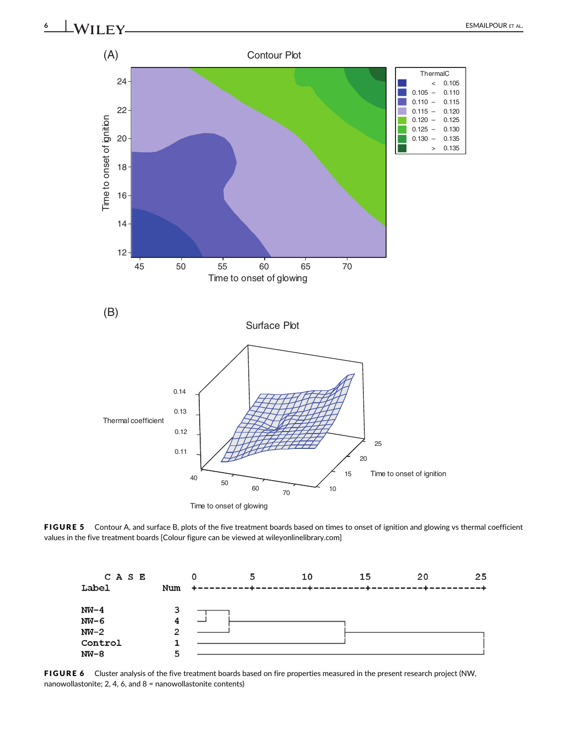**FIGURE 5** Contour A, and surface B, plots of the five treatment boards based on times to onset of ignition and glowing vs thermal coefficient values in the five treatment boards [Colour figure can be viewed at wileyonlinelibrary.com]

**FIGURE 6** Cluster analysis of the five treatment boards based on fire properties measured in the present research project (NW, nanowollastonite; 2, 4, 6, and 8 = nanowollastonite contents)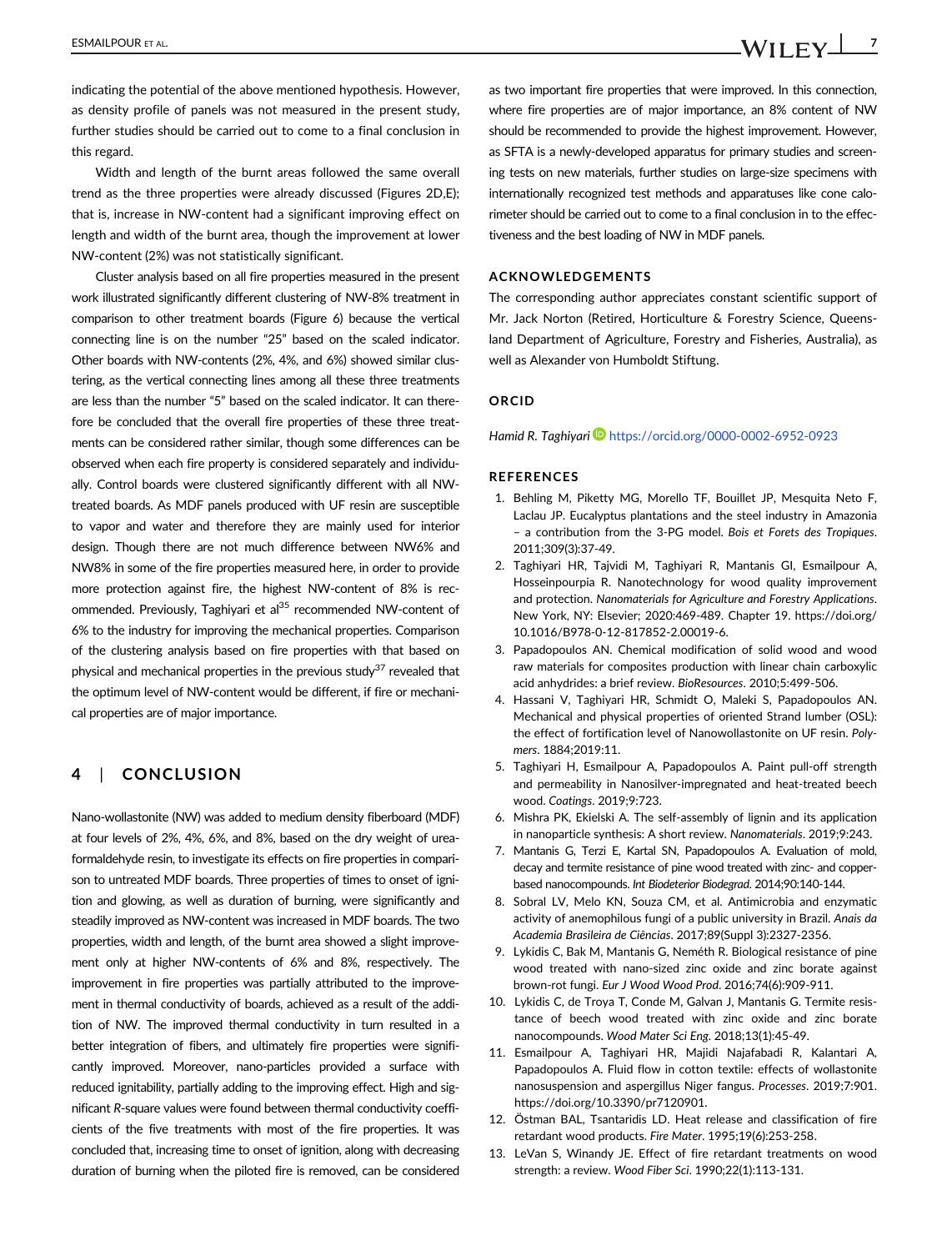indicating the potential of the above mentioned hypothesis. However, as density profile of panels was not measured in the present study, further studies should be carried out to come to a final conclusion in this regard.

Width and length of the burnt areas followed the same overall trend as the three properties were already discussed (Figures 2D,E); that is, increase in NW-content had a significant improving effect on length and width of the burnt area, though the improvement at lower NW-content (2%) was not statistically significant.

Cluster analysis based on all fire properties measured in the present work illustrated significantly different clustering of NW-8% treatment in comparison to other treatment boards (Figure 6) because the vertical connecting line is on the number "25" based on the scaled indicator. Other boards with NW-contents (2%, 4%, and 6%) showed similar clustering, as the vertical connecting lines among all these three treatments are less than the number "5" based on the scaled indicator. It can therefore be concluded that the overall fire properties of these three treatments can be considered rather similar, though some differences can be observed when each fire property is considered separately and individually. Control boards were clustered significantly different with all NW-treated boards. As MDF panels produced with UF resin are susceptible to vapor and water and therefore they are mainly used for interior design. Though there are not much difference between NW6% and NW8% in some of the fire properties measured here, in order to provide more protection against fire, the highest NW-content of 8% is recommended. Previously, Taghiyari et al[35] recommended NW-content of 6% to the industry for improving the mechanical properties. Comparison of the clustering analysis based on fire properties with that based on physical and mechanical properties in the previous study[37] revealed that the optimum level of NW-content would be different, if fire or mechanical properties are of major importance.

## 4 | CONCLUSION

Nano-wollastonite (NW) was added to medium density fiberboard (MDF) at four levels of 2%, 4%, 6%, and 8%, based on the dry weight of urea-formaldehyde resin, to investigate its effects on fire properties in comparison to untreated MDF boards. Three properties of times to onset of ignition and glowing, as well as duration of burning, were significantly and steadily improved as NW-content was increased in MDF boards. The two properties, width and length, of the burnt area showed a slight improvement only at higher NW-contents of 6% and 8%, respectively. The improvement in fire properties was partially attributed to the improvement in thermal conductivity of boards, achieved as a result of the addition of NW. The improved thermal conductivity in turn resulted in a better integration of fibers, and ultimately fire properties were significantly improved. Moreover, nano-particles provided a surface with reduced ignitability, partially adding to the improving effect. High and significant $R$-square values were found between thermal conductivity coefficients of the five treatments with most of the fire properties. It was concluded that, increasing time to onset of ignition, along with decreasing duration of burning when the piloted fire is removed, can be considered as two important fire properties that were improved. In this connection, where fire properties are of major importance, an 8% content of NW should be recommended to provide the highest improvement. However, as SFTA is a newly-developed apparatus for primary studies and screening tests on new materials, further studies on large-size specimens with internationally recognized test methods and apparatuses like cone calorimeter should be carried out to come to a final conclusion in to the effectiveness and the best loading of NW in MDF panels.

### ACKNOWLEDGEMENTS

The corresponding author appreciates constant scientific support of Mr. Jack Norton (Retired, Horticulture & Forestry Science, Queensland Department of Agriculture, Forestry and Fisheries, Australia), as well as Alexander von Humboldt Stiftung.

### ORCID

*Hamid R. Taghiyari* https://orcid.org/0000-0002-6952-0923

### REFERENCES

1. Behling M, Piketty MG, Morello TF, Bouillet JP, Mesquita Neto F, Laclau JP. Eucalyptus plantations and the steel industry in Amazonia – a contribution from the 3-PG model. *Bois et Forets des Tropiques*. 2011;309(3):37-49.
2. Taghiyari HR, Tajvidi M, Taghiyari R, Mantanis GI, Esmailpour A, Hosseinpourpia R. Nanotechnology for wood quality improvement and protection. *Nanomaterials for Agriculture and Forestry Applications*. New York, NY: Elsevier; 2020:469-489. Chapter 19. https://doi.org/10.1016/B978-0-12-817852-2.00019-6.
3. Papadopoulos AN. Chemical modification of solid wood and wood raw materials for composites production with linear chain carboxylic acid anhydrides: a brief review. *BioResources*. 2010;5:499-506.
4. Hassani V, Taghiyari HR, Schmidt O, Maleki S, Papadopoulos AN. Mechanical and physical properties of oriented Strand lumber (OSL): the effect of fortification level of Nanowollastonite on UF resin. *Polymers*. 1884;2019:11.
5. Taghiyari H, Esmailpour A, Papadopoulos A. Paint pull-off strength and permeability in Nanosilver-impregnated and heat-treated beech wood. *Coatings*. 2019;9:723.
6. Mishra PK, Ekielski A. The self-assembly of lignin and its application in nanoparticle synthesis: A short review. *Nanomaterials*. 2019;9:243.
7. Mantanis G, Terzi E, Kartal SN, Papadopoulos A. Evaluation of mold, decay and termite resistance of pine wood treated with zinc- and copper-based nanocompounds. *Int Biodeterior Biodegrad*. 2014;90:140-144.
8. Sobral LV, Melo KN, Souza CM, et al. Antimicrobia and enzymatic activity of anemophilous fungi of a public university in Brazil. *Anais da Academia Brasileira de Ciências*. 2017;89(Suppl 3):2327-2356.
9. Lykidis C, Bak M, Mantanis G, Neméth R. Biological resistance of pine wood treated with nano-sized zinc oxide and zinc borate against brown-rot fungi. *Eur J Wood Wood Prod*. 2016;74(6):909-911.
10. Lykidis C, de Troya T, Conde M, Galvan J, Mantanis G. Termite resistance of beech wood treated with zinc oxide and zinc borate nanocompounds. *Wood Mater Sci Eng*. 2018;13(1):45-49.
11. Esmailpour A, Taghiyari HR, Majidi Najafabadi R, Kalantari A, Papadopoulos A. Fluid flow in cotton textile: effects of wollastonite nanosuspension and aspergillus Niger fangus. *Processes*. 2019;7:901. https://doi.org/10.3390/pr7120901.
12. Östman BAL, Tsantaridis LD. Heat release and classification of fire retardant wood products. *Fire Mater*. 1995;19(6):253-258.
13. LeVan S, Winandy JE. Effect of fire retardant treatments on wood strength: a review. *Wood Fiber Sci*. 1990;22(1):113-131.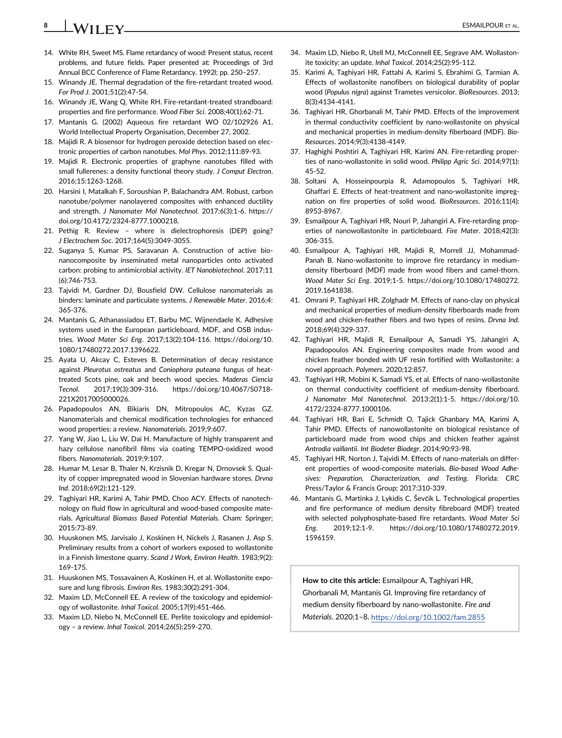14. White RH, Sweet MS. Flame retardancy of wood: Present status, recent problems, and future fields. Paper presented at: Proceedings of 3rd Annual BCC Conference of Flame Retardancy. 1992l; pp. 250–257.
15. Winandy JE. Thermal degradation of the fire-retardant treated wood. *For Prod J*. 2001;51(2):47-54.
16. Winandy JE, Wang Q, White RH. Fire-retardant-treated strandboard: properties and fire performance. *Wood Fiber Sci*. 2008;40(1):62-71.
17. Mantanis G. (2002) Aqueous fire retardant WO 02/102926 A1, World Intellectual Property Organisation, December 27, 2002.
18. Majidi R. A biosensor for hydrogen peroxide detection based on electronic properties of carbon nanotubes. *Mol Phys*. 2012;111:89-93.
19. Majidi R. Electronic properties of graphyne nanotubes filled with small fullerenes: a density functional theory study. *J Comput Electron*. 2016;15:1263-1268.
20. Harsini I, Matalkah F, Soroushian P, Balachandra AM. Robust, carbon nanotube/polymer nanolayered composites with enhanced ductility and strength. *J Nanomater Mol Nanotechnol*. 2017;6(3):1-6. https://doi.org/10.4172/2324-8777.1000218.
21. Pethig R. Review – where is dielectrophoresis (DEP) going? *J Electrochem Soc*. 2017;164(5):3049-3055.
22. Suganya S, Kumar PS, Saravanan A. Construction of active bionanocomposite by inseminated metal nanoparticles onto activated carbon: probing to antimicrobial activity. *IET Nanobiotechnol*. 2017;11(6):746-753.
23. Tajvidi M, Gardner DJ, Bousfield DW. Cellulose nanomaterials as binders: laminate and particulate systems. *J Renewable Mater*. 2016;4:365-376.
24. Mantanis G, Athanassiadou ET, Barbu MC, Wijnendaele K. Adhesive systems used in the European particleboard, MDF, and OSB industries. *Wood Mater Sci Eng*. 2017;13(2):104-116. https://doi.org/10.1080/17480272.2017.1396622.
25. Ayata U, Akcay C, Esteves B. Determination of decay resistance against *Pleurotus ostreatus* and *Coniophora puteana* fungus of heat-treated Scots pine, oak and beech wood species. *Maderas Ciencia Tecnol*. 2017;19(3):309-316. https://doi.org/10.4067/S0718-221X2017005000026.
26. Papadopoulos AN, Bikiaris DN, Mitropoulos AC, Kyzas GZ. Nanomaterials and chemical modification technologies for enhanced wood properties: a review. *Nanomaterials*. 2019;9:607.
27. Yang W, Jiao L, Liu W, Dai H. Manufacture of highly transparent and hazy cellulose nanofibril films via coating TEMPO-oxidized wood fibers. *Nanomaterials*. 2019;9:107.
28. Humar M, Lesar B, Thaler N, Krzisnik D, Kregar N, Drnovsek S. Quality of copper impregnated wood in Slovenian hardware stores. *Drvna Ind*. 2018;69(2):121-129.
29. Taghiyari HR, Karimi A, Tahir PMD, Choo ACY. Effects of nanotechnology on fluid flow in agricultural and wood-based composite materials. *Agricultural Biomass Based Potential Materials*. Cham: Springer; 2015:73-89.
30. Huuskonen MS, Jarvisalo J, Koskinen H, Nickels J, Rasanen J, Asp S. Preliminary results from a cohort of workers exposed to wollastonite in a Finnish limestone quarry. *Scand J Work, Environ Health*. 1983;9(2):169-175.
31. Huuskonen MS, Tossavainen A, Koskinen H, et al. Wollastonite exposure and lung fibrosis. *Environ Res*. 1983;30(2):291-304.
32. Maxim LD, McConnell EE. A review of the toxicology and epidemiology of wollastonite. *Inhal Toxicol*. 2005;17(9):451-466.
33. Maxim LD, Niebo N, McConnell EE. Perlite toxicology and epidemiology – a review. *Inhal Toxicol*. 2014;26(5):259-270.
34. Maxim LD, Niebo R, Utell MJ, McConnell EE, Segrave AM. Wollastonite toxicity: an update. *Inhal Toxicol*. 2014;25(2):95-112.
35. Karimi A, Taghiyari HR, Fattahi A, Karimi S, Ebrahimi G, Tarmian A. Effects of wollastonite nanofibers on biological durability of poplar wood (*Populus nigra*) against Trametes versicolor. *BioResources*. 2013;8(3):4134-4141.
36. Taghiyari HR, Ghorbanali M, Tahir PMD. Effects of the improvement in thermal conductivity coefficient by nano-wollastonite on physical and mechanical properties in medium-density fiberboard (MDF). *BioResources*. 2014;9(3):4138-4149.
37. Haghighi Poshtiri A, Taghiyari HR, Karimi AN. Fire-retarding properties of nano-wollastonite in solid wood. *Philipp Agric Sci*. 2014;97(1):45-52.
38. Soltani A, Hosseinpourpia R, Adamopoulos S, Taghiyari HR, Ghaffari E. Effects of heat-treatment and nano-wollastonite impregnation on fire properties of solid wood. *BioResources*. 2016;11(4):8953-8967.
39. Esmailpour A, Taghiyari HR, Nouri P, Jahangiri A. Fire-retarding properties of nanowollastonite in particleboard. *Fire Mater*. 2018;42(3):306-315.
40. Esmailpour A, Taghiyari HR, Majidi R, Morrell JJ, Mohammad-Panah B. Nano-wollastonite to improve fire retardancy in medium-density fiberboard (MDF) made from wood fibers and camel-thorn. *Wood Mater Sci Eng*. 2019;1-5. https://doi.org/10.1080/17480272.2019.1641838.
41. Omrani P, Taghiyari HR, Zolghadr M. Effects of nano-clay on physical and mechanical properties of medium-density fiberboards made from wood and chicken-feather fibers and two types of resins. *Drvna Ind*. 2018;69(4):329-337.
42. Taghiyari HR, Majidi R, Esmailpour A, Samadi YS, Jahangiri A, Papadopoulos AN. Engineering composites made from wood and chicken feather bonded with UF resin fortified with Wollastonite: a novel approach. *Polymers*. 2020;12:857.
43. Taghiyari HR, Mobini K, Samadi YS, et al. Effects of nano-wollastonite on thermal conductivity coefficient of medium-density fiberboard. *J Nanomater Mol Nanotechnol*. 2013;2(1):1-5. https://doi.org/10.4172/2324-8777.1000106.
44. Taghiyari HR, Bari E, Schmidt O, Tajick Ghanbary MA, Karimi A, Tahir PMD. Effects of nanowollastonite on biological resistance of particleboard made from wood chips and chicken feather against *Antrodia vaillantii*. *Int Biodeter Biodegr*. 2014;90:93-98.
45. Taghiyari HR, Norton J, Tajvidi M. Effects of nano-materials on different properties of wood-composite materials. *Bio-based Wood Adhesives: Preparation, Characterization, and Testing*. Florida: CRC Press/Taylor & Francis Group; 2017:310-339.
46. Mantanis G, Martinka J, Lykidis C, Ševčik L. Technological properties and fire performance of medium density fibreboard (MDF) treated with selected polyphosphate-based fire retardants. *Wood Mater Sci Eng*. 2019;12:1-9. https://doi.org/10.1080/17480272.2019.1596159.

**How to cite this article:** Esmailpour A, Taghiyari HR, Ghorbanali M, Mantanis GI. Improving fire retardancy of medium density fiberboard by nano-wollastonite. *Fire and Materials*. 2020;1–8. https://doi.org/10.1002/fam.2855